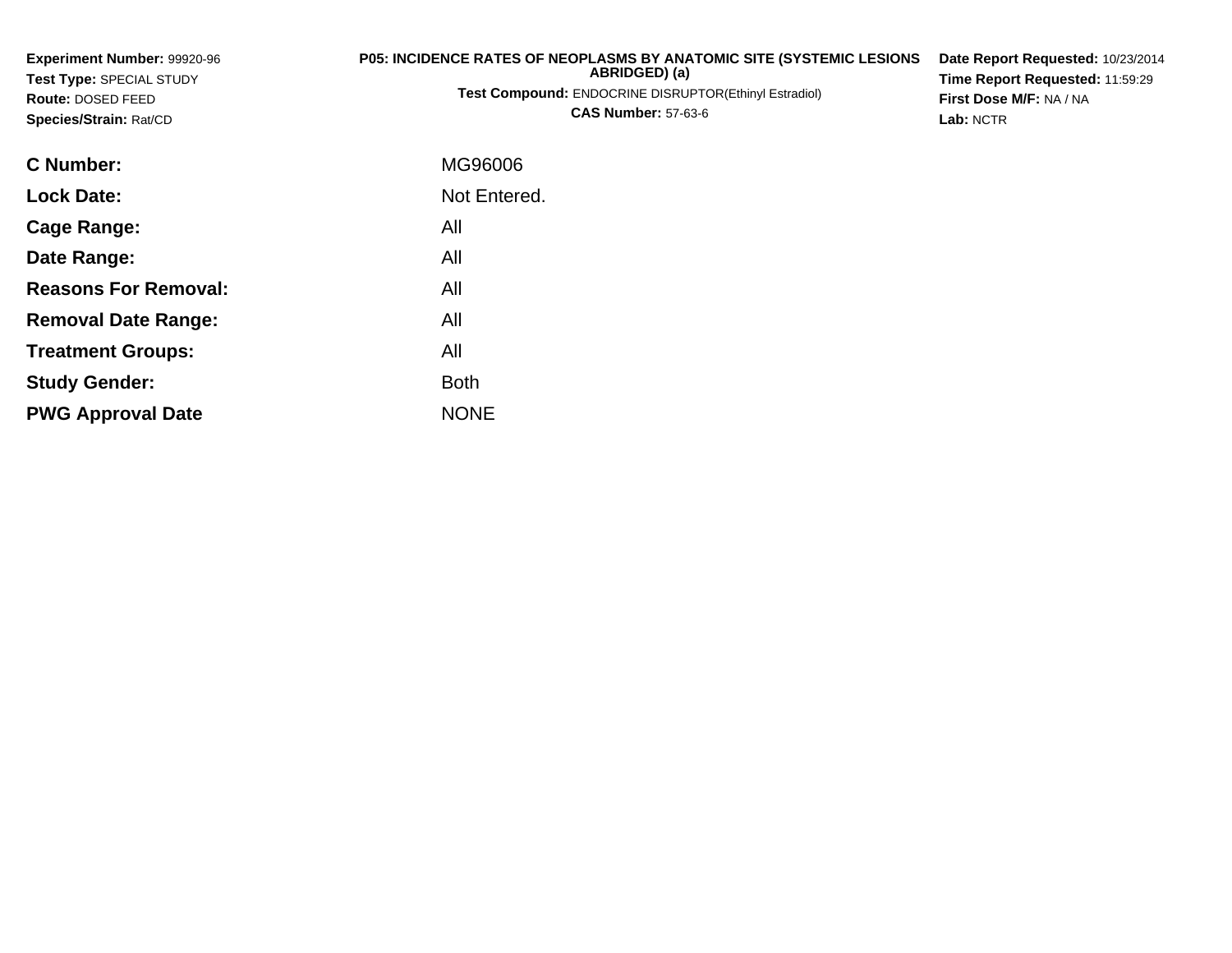**Experiment Number:** 99920-96
**Test Type:** SPECIAL STUDY
**Route:** DOSED FEED
**Species/Strain:** Rat/CD

**P05: INCIDENCE RATES OF NEOPLASMS BY ANATOMIC SITE (SYSTEMIC LESIONS ABRIDGED) (a)**
**Test Compound:** ENDOCRINE DISRUPTOR(Ethinyl Estradiol)
**CAS Number:** 57-63-6

**Date Report Requested:** 10/23/2014
**Time Report Requested:** 11:59:29
**First Dose M/F:** NA / NA
**Lab:** NCTR

| | |
|---|---|
| **C Number:** | MG96006 |
| **Lock Date:** | Not Entered. |
| **Cage Range:** | All |
| **Date Range:** | All |
| **Reasons For Removal:** | All |
| **Removal Date Range:** | All |
| **Treatment Groups:** | All |
| **Study Gender:** | Both |
| **PWG Approval Date** | NONE |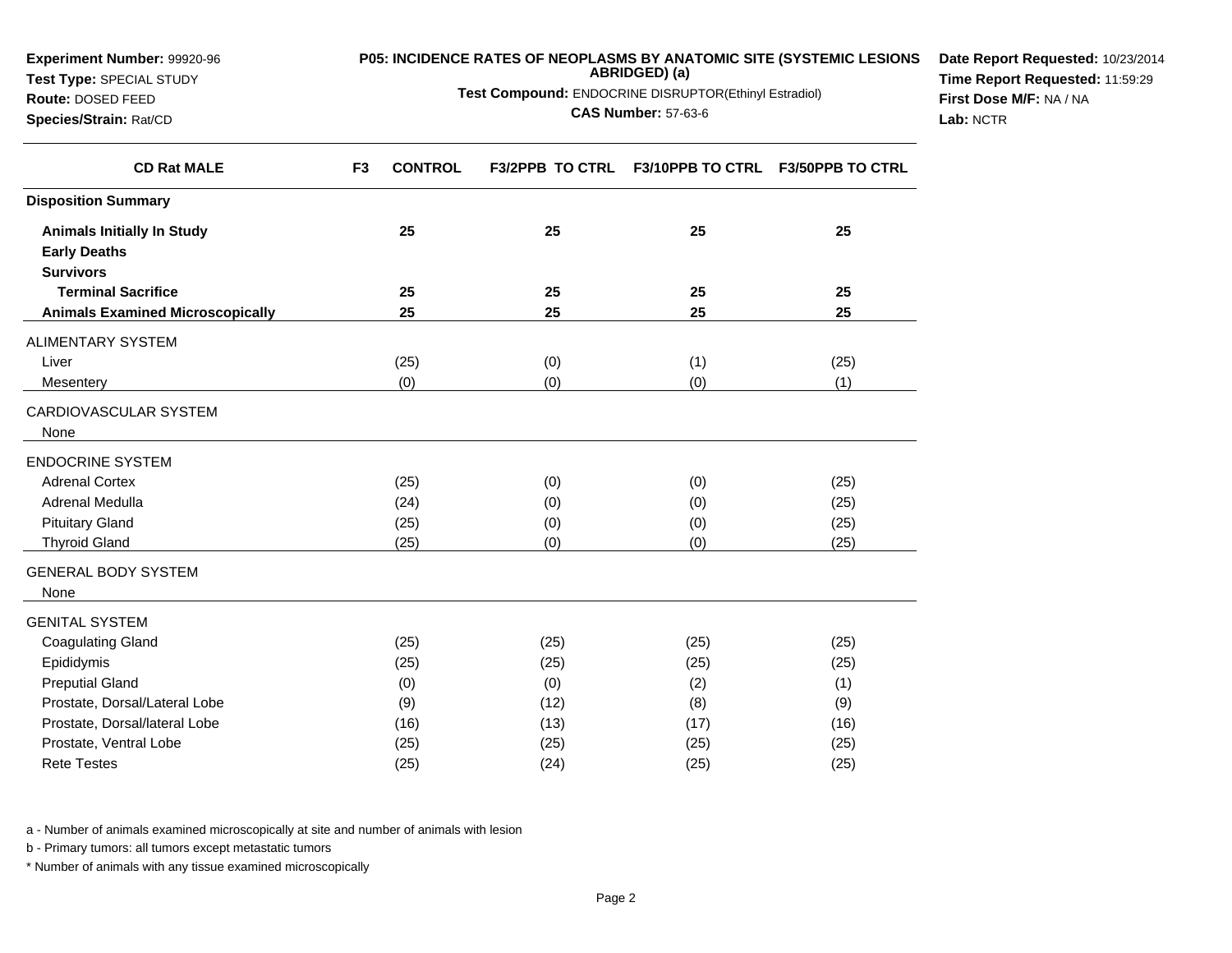**Experiment Number:** 99920-96
**Test Type:** SPECIAL STUDY
**Route:** DOSED FEED
**Species/Strain:** Rat/CD

**P05: INCIDENCE RATES OF NEOPLASMS BY ANATOMIC SITE (SYSTEMIC LESIONS ABRIDGED) (a)**

**Test Compound:** ENDOCRINE DISRUPTOR(Ethinyl Estradiol)

**CAS Number:** 57-63-6

**Date Report Requested:** 10/23/2014
**Time Report Requested:** 11:59:29
**First Dose M/F:** NA / NA
**Lab:** NCTR

| CD Rat MALE | F3 CONTROL | F3/2PPB TO CTRL | F3/10PPB TO CTRL | F3/50PPB TO CTRL |
|---|---|---|---|---|
| **Disposition Summary** | | | | |
| **Animals Initially In Study** | **25** | **25** | **25** | **25** |
| **Early Deaths** | | | | |
| **Survivors** | | | | |
| **Terminal Sacrifice** | **25** | **25** | **25** | **25** |
| **Animals Examined Microscopically** | **25** | **25** | **25** | **25** |
| ALIMENTARY SYSTEM | | | | |
| Liver | (25) | (0) | (1) | (25) |
| Mesentery | (0) | (0) | (0) | (1) |
| CARDIOVASCULAR SYSTEM | | | | |
| None | | | | |
| ENDOCRINE SYSTEM | | | | |
| Adrenal Cortex | (25) | (0) | (0) | (25) |
| Adrenal Medulla | (24) | (0) | (0) | (25) |
| Pituitary Gland | (25) | (0) | (0) | (25) |
| Thyroid Gland | (25) | (0) | (0) | (25) |
| GENERAL BODY SYSTEM | | | | |
| None | | | | |
| GENITAL SYSTEM | | | | |
| Coagulating Gland | (25) | (25) | (25) | (25) |
| Epididymis | (25) | (25) | (25) | (25) |
| Preputial Gland | (0) | (0) | (2) | (1) |
| Prostate, Dorsal/Lateral Lobe | (9) | (12) | (8) | (9) |
| Prostate, Dorsal/lateral Lobe | (16) | (13) | (17) | (16) |
| Prostate, Ventral Lobe | (25) | (25) | (25) | (25) |
| Rete Testes | (25) | (24) | (25) | (25) |

a - Number of animals examined microscopically at site and number of animals with lesion

b - Primary tumors: all tumors except metastatic tumors

* Number of animals with any tissue examined microscopically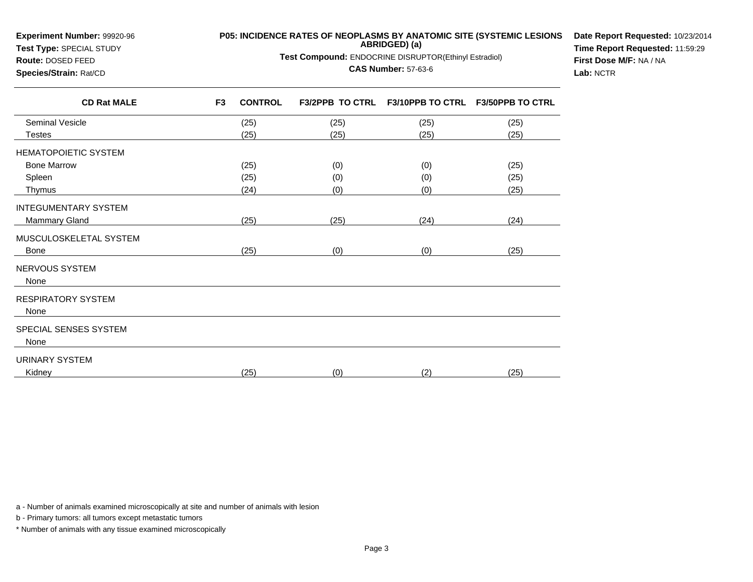**Experiment Number:** 99920-96
**Test Type:** SPECIAL STUDY
**Route:** DOSED FEED
**Species/Strain:** Rat/CD

**P05: INCIDENCE RATES OF NEOPLASMS BY ANATOMIC SITE (SYSTEMIC LESIONS ABRIDGED) (a)**
**Test Compound:** ENDOCRINE DISRUPTOR(Ethinyl Estradiol)
**CAS Number:** 57-63-6

**Date Report Requested:** 10/23/2014
**Time Report Requested:** 11:59:29
**First Dose M/F:** NA / NA
**Lab:** NCTR

| CD Rat MALE | F3 CONTROL | F3/2PPB TO CTRL | F3/10PPB TO CTRL | F3/50PPB TO CTRL |
|---|---|---|---|---|
| Seminal Vesicle | (25) | (25) | (25) | (25) |
| Testes | (25) | (25) | (25) | (25) |
| HEMATOPOIETIC SYSTEM | | | | |
| Bone Marrow | (25) | (0) | (0) | (25) |
| Spleen | (25) | (0) | (0) | (25) |
| Thymus | (24) | (0) | (0) | (25) |
| INTEGUMENTARY SYSTEM | | | | |
| Mammary Gland | (25) | (25) | (24) | (24) |
| MUSCULOSKELETAL SYSTEM | | | | |
| Bone | (25) | (0) | (0) | (25) |
| NERVOUS SYSTEM | | | | |
| None | | | | |
| RESPIRATORY SYSTEM | | | | |
| None | | | | |
| SPECIAL SENSES SYSTEM | | | | |
| None | | | | |
| URINARY SYSTEM | | | | |
| Kidney | (25) | (0) | (2) | (25) |

a - Number of animals examined microscopically at site and number of animals with lesion

b - Primary tumors: all tumors except metastatic tumors

* Number of animals with any tissue examined microscopically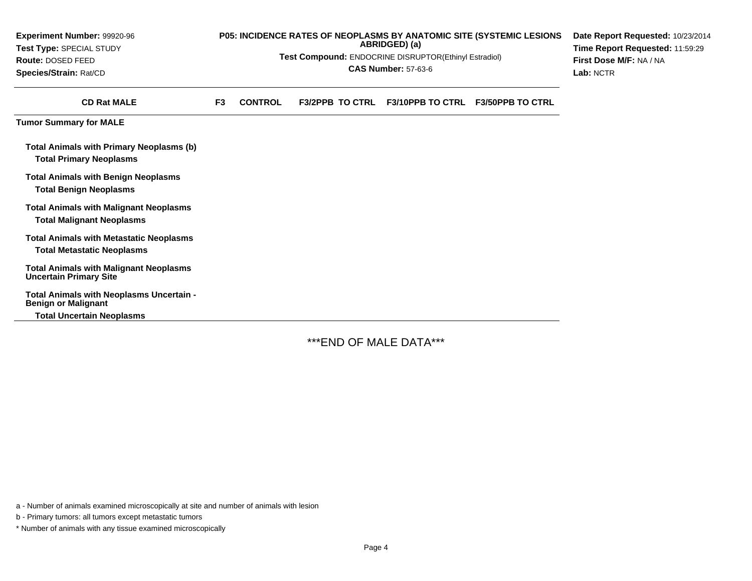**Experiment Number:** 99920-96
**Test Type:** SPECIAL STUDY
**Route:** DOSED FEED
**Species/Strain:** Rat/CD

**P05: INCIDENCE RATES OF NEOPLASMS BY ANATOMIC SITE (SYSTEMIC LESIONS ABRIDGED) (a)**
**Test Compound:** ENDOCRINE DISRUPTOR(Ethinyl Estradiol)
**CAS Number:** 57-63-6

**Date Report Requested:** 10/23/2014
**Time Report Requested:** 11:59:29
**First Dose M/F:** NA / NA
**Lab:** NCTR

| CD Rat MALE | F3 | CONTROL | F3/2PPB TO CTRL | F3/10PPB TO CTRL | F3/50PPB TO CTRL |
|---|---|---|---|---|---|
| **Tumor Summary for MALE** | | | | | |
| **Total Animals with Primary Neoplasms (b)** | | | | | |
| **Total Primary Neoplasms** | | | | | |
| **Total Animals with Benign Neoplasms** | | | | | |
| **Total Benign Neoplasms** | | | | | |
| **Total Animals with Malignant Neoplasms** | | | | | |
| **Total Malignant Neoplasms** | | | | | |
| **Total Animals with Metastatic Neoplasms** | | | | | |
| **Total Metastatic Neoplasms** | | | | | |
| **Total Animals with Malignant Neoplasms Uncertain Primary Site** | | | | | |
| **Total Animals with Neoplasms Uncertain - Benign or Malignant** | | | | | |
| **Total Uncertain Neoplasms** | | | | | |

***END OF MALE DATA***

a - Number of animals examined microscopically at site and number of animals with lesion

b - Primary tumors: all tumors except metastatic tumors

* Number of animals with any tissue examined microscopically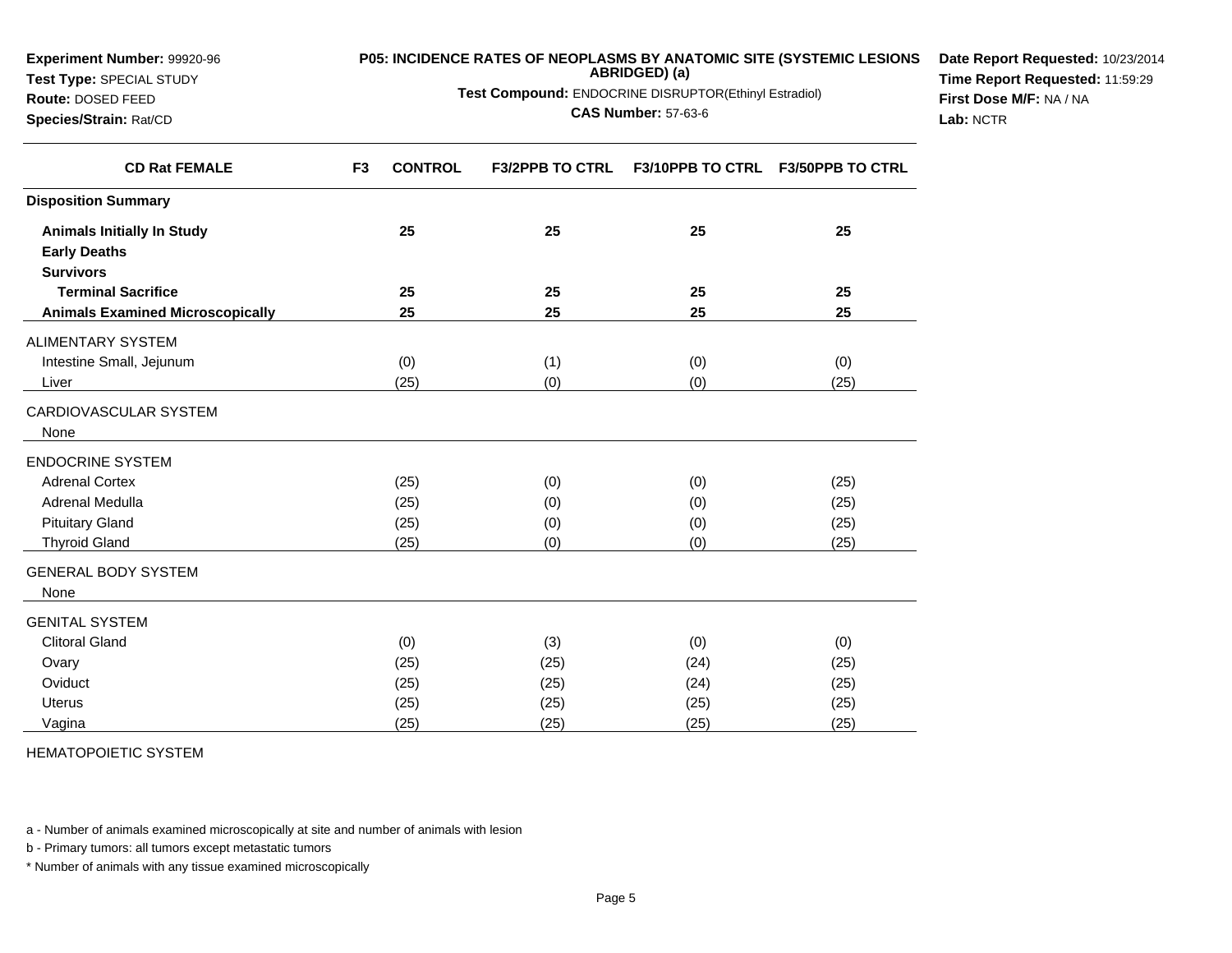**Experiment Number:** 99920-96
**Test Type:** SPECIAL STUDY
**Route:** DOSED FEED
**Species/Strain:** Rat/CD

**P05: INCIDENCE RATES OF NEOPLASMS BY ANATOMIC SITE (SYSTEMIC LESIONS ABRIDGED) (a)**
**Test Compound:** ENDOCRINE DISRUPTOR(Ethinyl Estradiol)
**CAS Number:** 57-63-6

**Date Report Requested:** 10/23/2014
**Time Report Requested:** 11:59:29
**First Dose M/F:** NA / NA
**Lab:** NCTR

| CD Rat FEMALE | F3 CONTROL | F3/2PPB TO CTRL | F3/10PPB TO CTRL | F3/50PPB TO CTRL |
|---|---|---|---|---|
| **Disposition Summary** | | | | |
| **Animals Initially In Study** | **25** | **25** | **25** | **25** |
| **Early Deaths** | | | | |
| **Survivors** | | | | |
| **Terminal Sacrifice** | **25** | **25** | **25** | **25** |
| **Animals Examined Microscopically** | **25** | **25** | **25** | **25** |
| ALIMENTARY SYSTEM | | | | |
| Intestine Small, Jejunum | (0) | (1) | (0) | (0) |
| Liver | (25) | (0) | (0) | (25) |
| CARDIOVASCULAR SYSTEM | | | | |
| None | | | | |
| ENDOCRINE SYSTEM | | | | |
| Adrenal Cortex | (25) | (0) | (0) | (25) |
| Adrenal Medulla | (25) | (0) | (0) | (25) |
| Pituitary Gland | (25) | (0) | (0) | (25) |
| Thyroid Gland | (25) | (0) | (0) | (25) |
| GENERAL BODY SYSTEM | | | | |
| None | | | | |
| GENITAL SYSTEM | | | | |
| Clitoral Gland | (0) | (3) | (0) | (0) |
| Ovary | (25) | (25) | (24) | (25) |
| Oviduct | (25) | (25) | (24) | (25) |
| Uterus | (25) | (25) | (25) | (25) |
| Vagina | (25) | (25) | (25) | (25) |
| HEMATOPOIETIC SYSTEM | | | | |

a - Number of animals examined microscopically at site and number of animals with lesion

b - Primary tumors: all tumors except metastatic tumors

* Number of animals with any tissue examined microscopically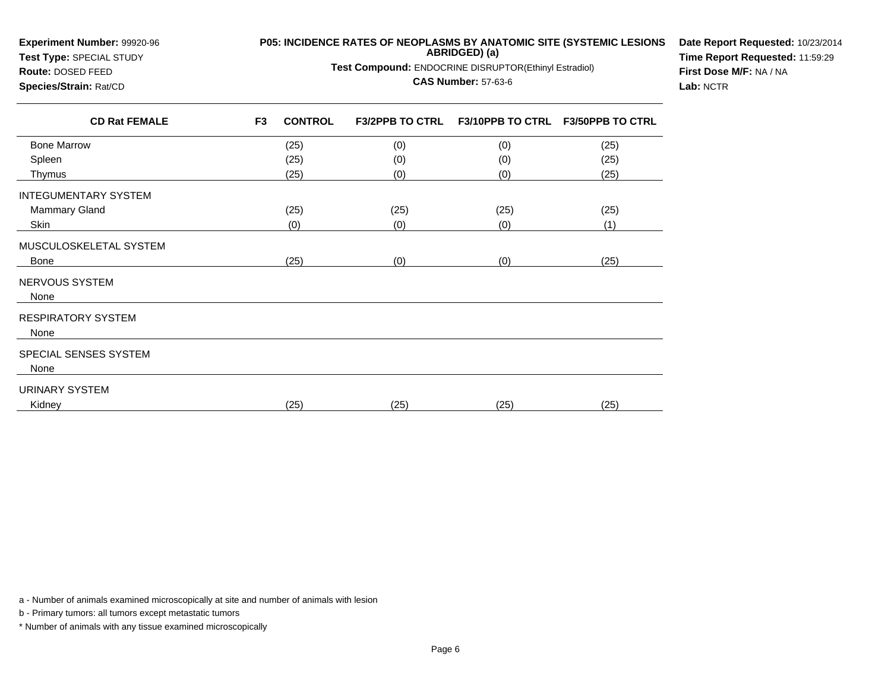**Experiment Number:** 99920-96
**Test Type:** SPECIAL STUDY
**Route:** DOSED FEED
**Species/Strain:** Rat/CD

**P05: INCIDENCE RATES OF NEOPLASMS BY ANATOMIC SITE (SYSTEMIC LESIONS ABRIDGED) (a)**

**Test Compound:** ENDOCRINE DISRUPTOR(Ethinyl Estradiol)

**CAS Number:** 57-63-6

**Date Report Requested:** 10/23/2014
**Time Report Requested:** 11:59:29
**First Dose M/F:** NA / NA
**Lab:** NCTR

| CD Rat FEMALE | F3 CONTROL | F3/2PPB TO CTRL | F3/10PPB TO CTRL | F3/50PPB TO CTRL |
|---|---|---|---|---|
| Bone Marrow | (25) | (0) | (0) | (25) |
| Spleen | (25) | (0) | (0) | (25) |
| Thymus | (25) | (0) | (0) | (25) |
| INTEGUMENTARY SYSTEM | | | | |
| Mammary Gland | (25) | (25) | (25) | (25) |
| Skin | (0) | (0) | (0) | (1) |
| MUSCULOSKELETAL SYSTEM | | | | |
| Bone | (25) | (0) | (0) | (25) |
| NERVOUS SYSTEM | | | | |
| None | | | | |
| RESPIRATORY SYSTEM | | | | |
| None | | | | |
| SPECIAL SENSES SYSTEM | | | | |
| None | | | | |
| URINARY SYSTEM | | | | |
| Kidney | (25) | (25) | (25) | (25) |

a - Number of animals examined microscopically at site and number of animals with lesion

b - Primary tumors: all tumors except metastatic tumors

* Number of animals with any tissue examined microscopically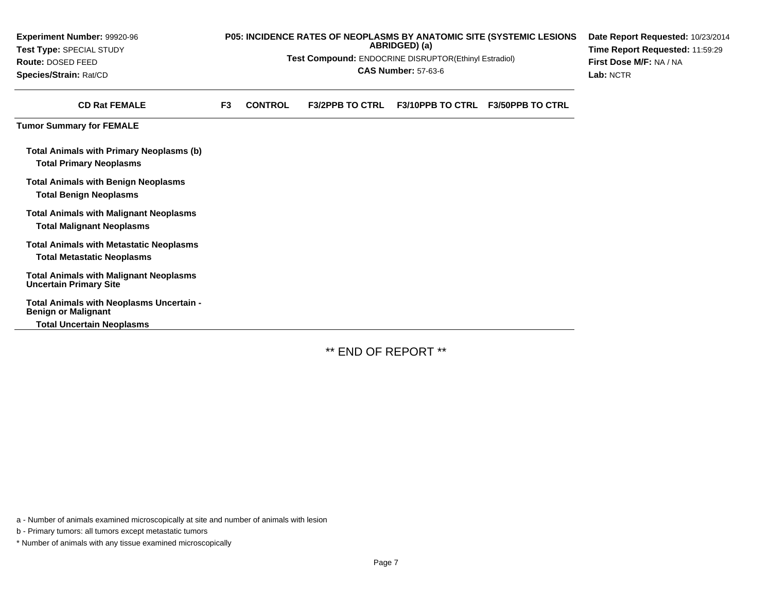**Experiment Number:** 99920-96
**Test Type:** SPECIAL STUDY
**Route:** DOSED FEED
**Species/Strain:** Rat/CD

**P05: INCIDENCE RATES OF NEOPLASMS BY ANATOMIC SITE (SYSTEMIC LESIONS ABRIDGED) (a)**

**Test Compound:** ENDOCRINE DISRUPTOR(Ethinyl Estradiol)

**CAS Number:** 57-63-6

**Date Report Requested:** 10/23/2014
**Time Report Requested:** 11:59:29
**First Dose M/F:** NA / NA
**Lab:** NCTR

| CD Rat FEMALE | F3 | CONTROL | F3/2PPB TO CTRL | F3/10PPB TO CTRL | F3/50PPB TO CTRL |
|---|---|---|---|---|---|
| **Tumor Summary for FEMALE** | | | | | |
| **Total Animals with Primary Neoplasms (b)** | | | | | |
| **Total Primary Neoplasms** | | | | | |
| **Total Animals with Benign Neoplasms** | | | | | |
| **Total Benign Neoplasms** | | | | | |
| **Total Animals with Malignant Neoplasms** | | | | | |
| **Total Malignant Neoplasms** | | | | | |
| **Total Animals with Metastatic Neoplasms** | | | | | |
| **Total Metastatic Neoplasms** | | | | | |
| **Total Animals with Malignant Neoplasms Uncertain Primary Site** | | | | | |
| **Total Animals with Neoplasms Uncertain - Benign or Malignant** | | | | | |
| **Total Uncertain Neoplasms** | | | | | |

** END OF REPORT **

a - Number of animals examined microscopically at site and number of animals with lesion

b - Primary tumors: all tumors except metastatic tumors

* Number of animals with any tissue examined microscopically